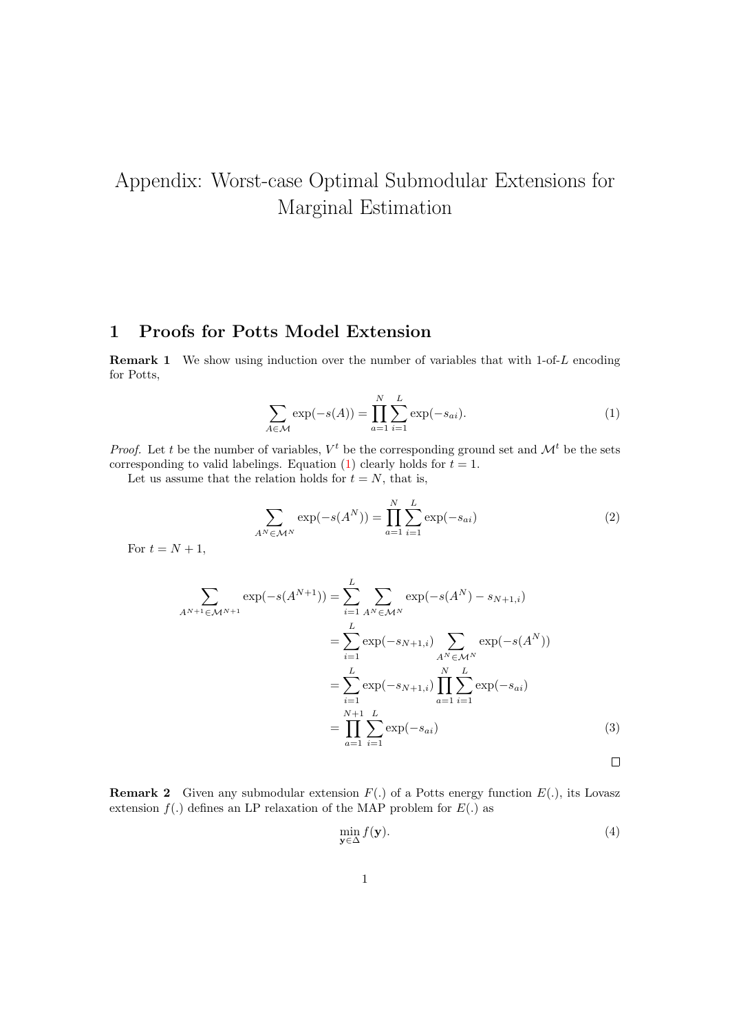# Appendix: Worst-case Optimal Submodular Extensions for Marginal Estimation

## 1 Proofs for Potts Model Extension

**Remark 1** We show using induction over the number of variables that with 1-of-$L$ encoding for Potts,

$$\sum_{A \in \mathcal{M}} \exp(-s(A)) = \prod_{a=1}^{N} \sum_{i=1}^{L} \exp(-s_{ai}). \tag{1}$$

*Proof.* Let $t$ be the number of variables, $V^t$ be the corresponding ground set and $\mathcal{M}^t$ be the sets corresponding to valid labelings. Equation (1) clearly holds for $t = 1$.

Let us assume that the relation holds for $t = N$, that is,

$$\sum_{A^N \in \mathcal{M}^N} \exp(-s(A^N)) = \prod_{a=1}^{N} \sum_{i=1}^{L} \exp(-s_{ai}) \tag{2}$$

For $t = N + 1$,

$$\begin{aligned}
\sum_{A^{N+1} \in \mathcal{M}^{N+1}} \exp(-s(A^{N+1})) &= \sum_{i=1}^{L} \sum_{A^N \in \mathcal{M}^N} \exp(-s(A^N) - s_{N+1,i}) \\
&= \sum_{i=1}^{L} \exp(-s_{N+1,i}) \sum_{A^N \in \mathcal{M}^N} \exp(-s(A^N)) \\
&= \sum_{i=1}^{L} \exp(-s_{N+1,i}) \prod_{a=1}^{N} \sum_{i=1}^{L} \exp(-s_{ai}) \\
&= \prod_{a=1}^{N+1} \sum_{i=1}^{L} \exp(-s_{ai})
\end{aligned} \tag{3}$$

□

**Remark 2** Given any submodular extension $F(.)$ of a Potts energy function $E(.)$, its Lovasz extension $f(.)$ defines an LP relaxation of the MAP problem for $E(.)$ as

$$\min_{\mathbf{y} \in \Delta} f(\mathbf{y}). \tag{4}$$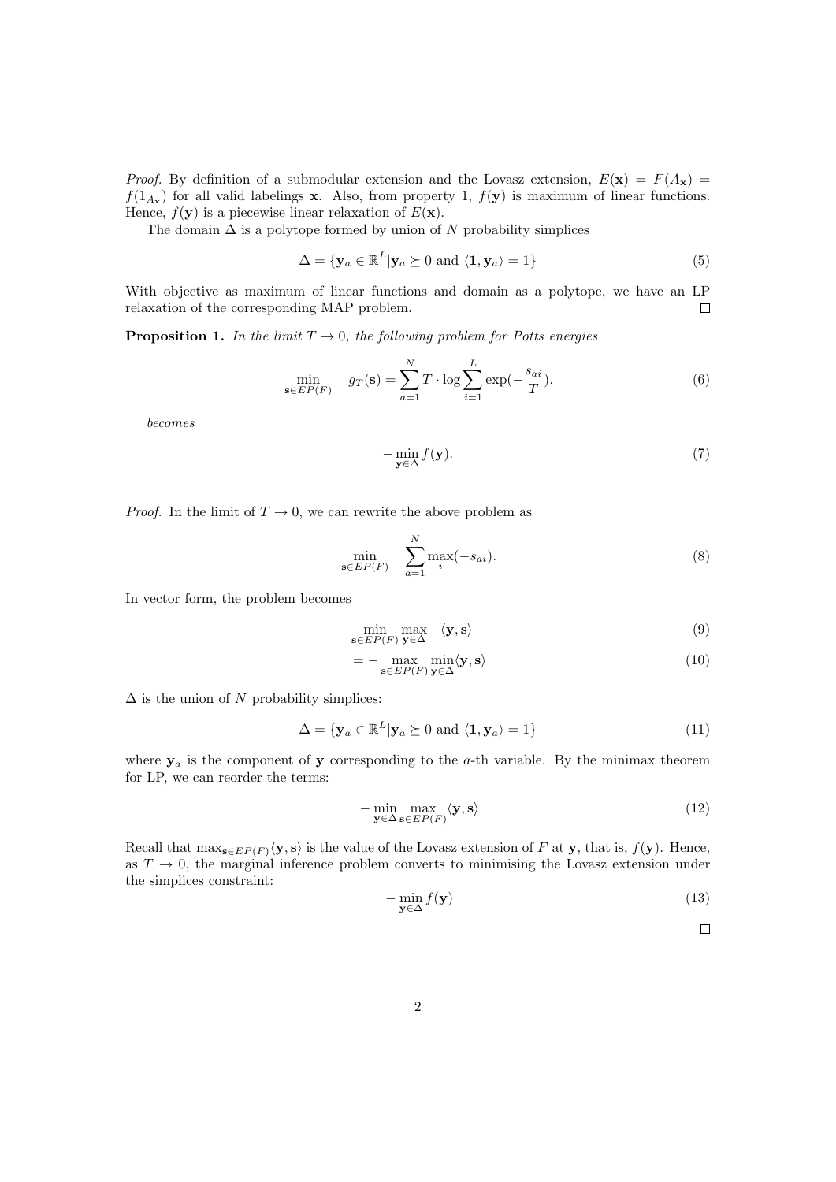*Proof.* By definition of a submodular extension and the Lovasz extension, $E(\mathbf{x}) = F(A_{\mathbf{x}}) = f(1_{A_{\mathbf{x}}})$ for all valid labelings $\mathbf{x}$. Also, from property 1, $f(\mathbf{y})$ is maximum of linear functions. Hence, $f(\mathbf{y})$ is a piecewise linear relaxation of $E(\mathbf{x})$.

The domain $\Delta$ is a polytope formed by union of $N$ probability simplices

$$\Delta = \{\mathbf{y}_a \in \mathbb{R}^L | \mathbf{y}_a \succeq 0 \text{ and } \langle \mathbf{1}, \mathbf{y}_a \rangle = 1\} \tag{5}$$

With objective as maximum of linear functions and domain as a polytope, we have an LP relaxation of the corresponding MAP problem. $\square$

**Proposition 1.** *In the limit $T \to 0$, the following problem for Potts energies*

$$\min_{\mathbf{s} \in EP(F)} \quad g_T(\mathbf{s}) = \sum_{a=1}^{N} T \cdot \log \sum_{i=1}^{L} \exp(-\frac{s_{ai}}{T}). \tag{6}$$

*becomes*

$$-\min_{\mathbf{y} \in \Delta} f(\mathbf{y}). \tag{7}$$

*Proof.* In the limit of $T \to 0$, we can rewrite the above problem as

$$\min_{\mathbf{s} \in EP(F)} \quad \sum_{a=1}^{N} \max_i (-s_{ai}). \tag{8}$$

In vector form, the problem becomes

$$\min_{\mathbf{s} \in EP(F)} \max_{\mathbf{y} \in \Delta} -\langle \mathbf{y}, \mathbf{s} \rangle \tag{9}$$

$$= -\max_{\mathbf{s} \in EP(F)} \min_{\mathbf{y} \in \Delta} \langle \mathbf{y}, \mathbf{s} \rangle \tag{10}$$

$\Delta$ is the union of $N$ probability simplices:

$$\Delta = \{\mathbf{y}_a \in \mathbb{R}^L | \mathbf{y}_a \succeq 0 \text{ and } \langle \mathbf{1}, \mathbf{y}_a \rangle = 1\} \tag{11}$$

where $\mathbf{y}_a$ is the component of $\mathbf{y}$ corresponding to the $a$-th variable. By the minimax theorem for LP, we can reorder the terms:

$$-\min_{\mathbf{y} \in \Delta} \max_{\mathbf{s} \in EP(F)} \langle \mathbf{y}, \mathbf{s} \rangle \tag{12}$$

Recall that $\max_{\mathbf{s} \in EP(F)} \langle \mathbf{y}, \mathbf{s} \rangle$ is the value of the Lovasz extension of $F$ at $\mathbf{y}$, that is, $f(\mathbf{y})$. Hence, as $T \to 0$, the marginal inference problem converts to minimising the Lovasz extension under the simplices constraint:

$$-\min_{\mathbf{y} \in \Delta} f(\mathbf{y}) \tag{13}$$

$\square$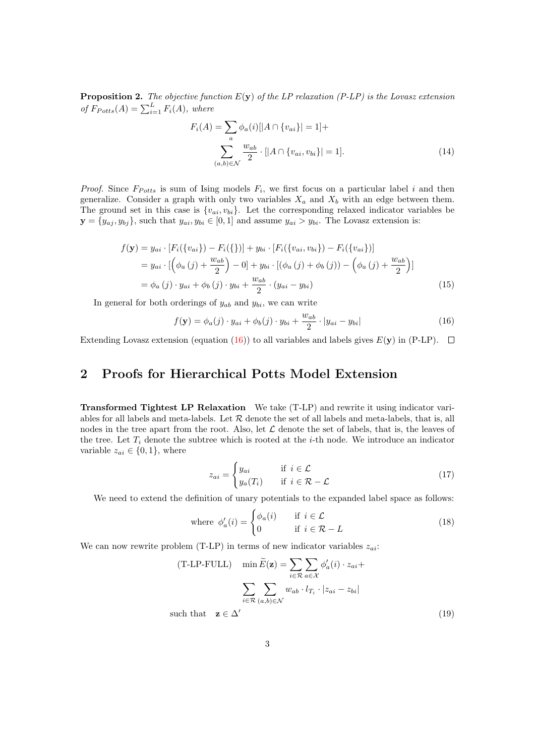**Proposition 2.** *The objective function $E(\mathbf{y})$ of the LP relaxation (P-LP) is the Lovasz extension of $F_{Potts}(A) = \sum_{i=1}^{L} F_i(A)$, where*

$$F_i(A) = \sum_{a} \phi_a(i)[|A \cap \{v_{ai}\}| = 1] + \sum_{(a,b)\in\mathcal{N}} \frac{w_{ab}}{2} \cdot [|A \cap \{v_{ai}, v_{bi}\}| = 1]. \tag{14}$$

*Proof.* Since $F_{Potts}$ is sum of Ising models $F_i$, we first focus on a particular label $i$ and then generalize. Consider a graph with only two variables $X_a$ and $X_b$ with an edge between them. The ground set in this case is $\{v_{ai}, v_{bi}\}$. Let the corresponding relaxed indicator variables be $\mathbf{y} = \{y_{aj}, y_{bj}\}$, such that $y_{ai}, y_{bi} \in [0,1]$ and assume $y_{ai} > y_{bi}$. The Lovasz extension is:

$$\begin{aligned}
f(\mathbf{y}) &= y_{ai} \cdot [F_i(\{v_{ai}\}) - F_i(\{\})] + y_{bi} \cdot [F_i(\{v_{ai}, v_{bi}\}) - F_i(\{v_{ai}\})] \\
&= y_{ai} \cdot [\Big(\phi_a(j) + \frac{w_{ab}}{2}\Big) - 0] + y_{bi} \cdot [(\phi_a(j) + \phi_b(j)) - \Big(\phi_a(j) + \frac{w_{ab}}{2}\Big)] \\
&= \phi_a(j) \cdot y_{ai} + \phi_b(j) \cdot y_{bi} + \frac{w_{ab}}{2} \cdot (y_{ai} - y_{bi})
\end{aligned} \tag{15}$$

In general for both orderings of $y_{ab}$ and $y_{bi}$, we can write

$$f(\mathbf{y}) = \phi_a(j) \cdot y_{ai} + \phi_b(j) \cdot y_{bi} + \frac{w_{ab}}{2} \cdot |y_{ai} - y_{bi}| \tag{16}$$

Extending Lovasz extension (equation (16)) to all variables and labels gives $E(\mathbf{y})$ in (P-LP). $\square$

## 2 Proofs for Hierarchical Potts Model Extension

**Transformed Tightest LP Relaxation** We take (T-LP) and rewrite it using indicator variables for all labels and meta-labels. Let $\mathcal{R}$ denote the set of all labels and meta-labels, that is, all nodes in the tree apart from the root. Also, let $\mathcal{L}$ denote the set of labels, that is, the leaves of the tree. Let $T_i$ denote the subtree which is rooted at the $i$-th node. We introduce an indicator variable $z_{ai} \in \{0, 1\}$, where

$$z_{ai} = \begin{cases} y_{ai} & \text{if } i \in \mathcal{L} \\ y_a(T_i) & \text{if } i \in \mathcal{R} - \mathcal{L} \end{cases} \tag{17}$$

We need to extend the definition of unary potentials to the expanded label space as follows:

$$\text{where } \phi'_a(i) = \begin{cases} \phi_a(i) & \text{if } i \in \mathcal{L} \\ 0 & \text{if } i \in \mathcal{R} - L \end{cases} \tag{18}$$

We can now rewrite problem (T-LP) in terms of new indicator variables $z_{ai}$:

$$\begin{aligned}
\text{(T-LP-FULL)} \quad & \min \widetilde{E}(\mathbf{z}) = \sum_{i\in\mathcal{R}} \sum_{a\in\mathcal{X}} \phi'_a(i) \cdot z_{ai} + \\
& \sum_{i\in\mathcal{R}} \sum_{(a,b)\in\mathcal{N}} w_{ab} \cdot l_{T_i} \cdot |z_{ai} - z_{bi}| \\
\text{such that} \quad & \mathbf{z} \in \Delta'
\end{aligned} \tag{19}$$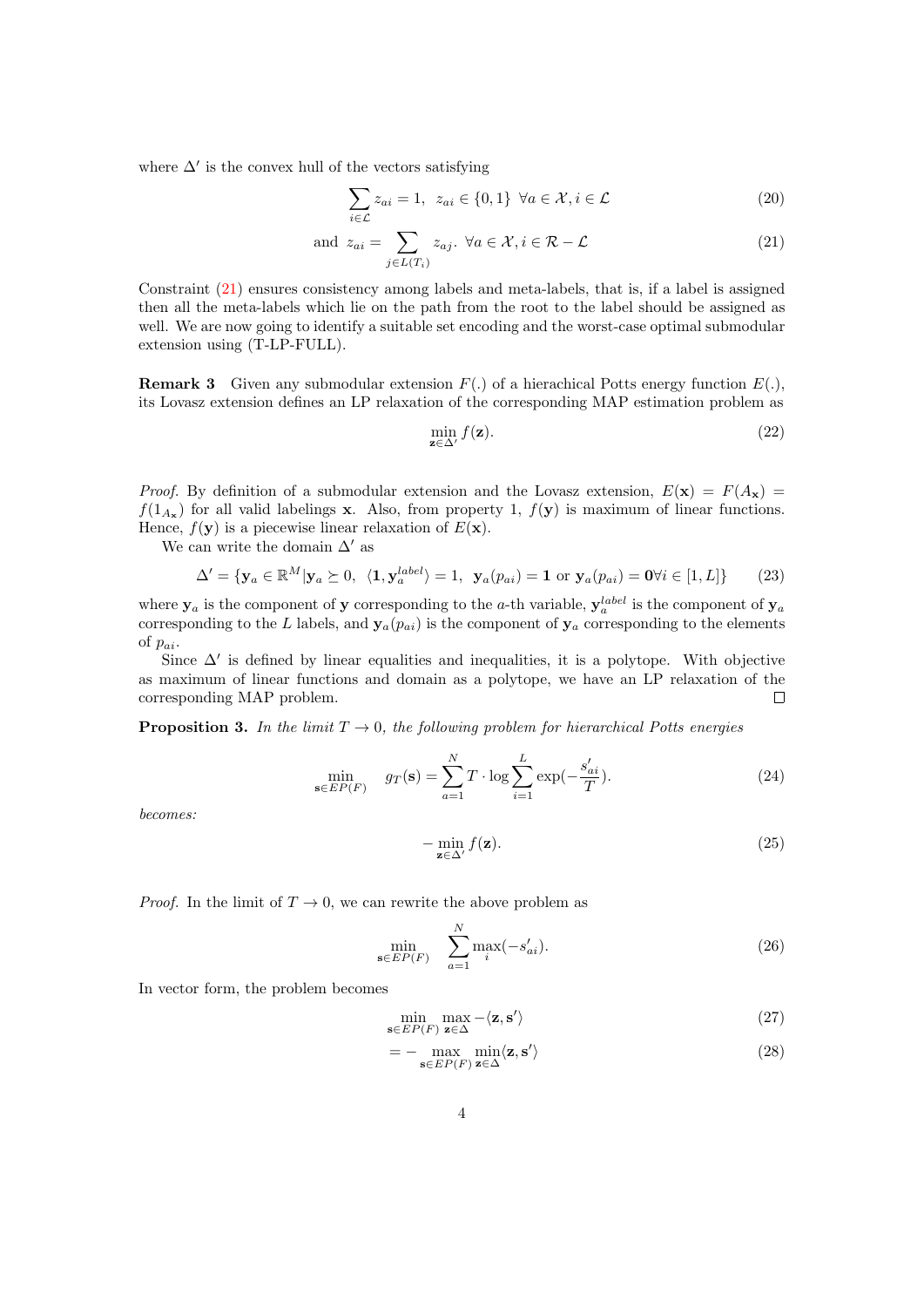where $\Delta'$ is the convex hull of the vectors satisfying

$$\sum_{i \in \mathcal{L}} z_{ai} = 1, \;\; z_{ai} \in \{0, 1\} \;\; \forall a \in \mathcal{X}, i \in \mathcal{L} \tag{20}$$

$$\text{and } \; z_{ai} = \sum_{j \in L(T_i)} z_{aj}. \;\; \forall a \in \mathcal{X}, i \in \mathcal{R} - \mathcal{L} \tag{21}$$

Constraint (21) ensures consistency among labels and meta-labels, that is, if a label is assigned then all the meta-labels which lie on the path from the root to the label should be assigned as well. We are now going to identify a suitable set encoding and the worst-case optimal submodular extension using (T-LP-FULL).

**Remark 3** Given any submodular extension $F(.)$ of a hierachical Potts energy function $E(.)$, its Lovasz extension defines an LP relaxation of the corresponding MAP estimation problem as

$$\min_{\mathbf{z} \in \Delta'} f(\mathbf{z}). \tag{22}$$

*Proof.* By definition of a submodular extension and the Lovasz extension, $E(\mathbf{x}) = F(A_{\mathbf{x}}) = f(1_{A_{\mathbf{x}}})$ for all valid labelings $\mathbf{x}$. Also, from property 1, $f(\mathbf{y})$ is maximum of linear functions. Hence, $f(\mathbf{y})$ is a piecewise linear relaxation of $E(\mathbf{x})$.

We can write the domain $\Delta'$ as

$$\Delta' = \{\mathbf{y}_a \in \mathbb{R}^M | \mathbf{y}_a \succeq 0, \;\; \langle \mathbf{1}, \mathbf{y}_a^{label} \rangle = 1, \;\; \mathbf{y}_a(p_{ai}) = \mathbf{1} \text{ or } \mathbf{y}_a(p_{ai}) = \mathbf{0} \forall i \in [1, L]\} \tag{23}$$

where $\mathbf{y}_a$ is the component of $\mathbf{y}$ corresponding to the $a$-th variable, $\mathbf{y}_a^{label}$ is the component of $\mathbf{y}_a$ corresponding to the $L$ labels, and $\mathbf{y}_a(p_{ai})$ is the component of $\mathbf{y}_a$ corresponding to the elements of $p_{ai}$.

Since $\Delta'$ is defined by linear equalities and inequalities, it is a polytope. With objective as maximum of linear functions and domain as a polytope, we have an LP relaxation of the corresponding MAP problem. $\square$

**Proposition 3.** *In the limit $T \to 0$, the following problem for hierarchical Potts energies*

$$\min_{\mathbf{s} \in EP(F)} \quad g_T(\mathbf{s}) = \sum_{a=1}^{N} T \cdot \log \sum_{i=1}^{L} \exp(-\frac{s'_{ai}}{T}). \tag{24}$$

*becomes:*

$$-\min_{\mathbf{z} \in \Delta'} f(\mathbf{z}). \tag{25}$$

*Proof.* In the limit of $T \to 0$, we can rewrite the above problem as

$$\min_{\mathbf{s} \in EP(F)} \quad \sum_{a=1}^{N} \max_i(-s'_{ai}). \tag{26}$$

In vector form, the problem becomes

$$\min_{\mathbf{s} \in EP(F)} \max_{\mathbf{z} \in \Delta} -\langle \mathbf{z}, \mathbf{s}' \rangle \tag{27}$$

$$= -\max_{\mathbf{s} \in EP(F)} \min_{\mathbf{z} \in \Delta} \langle \mathbf{z}, \mathbf{s}' \rangle \tag{28}$$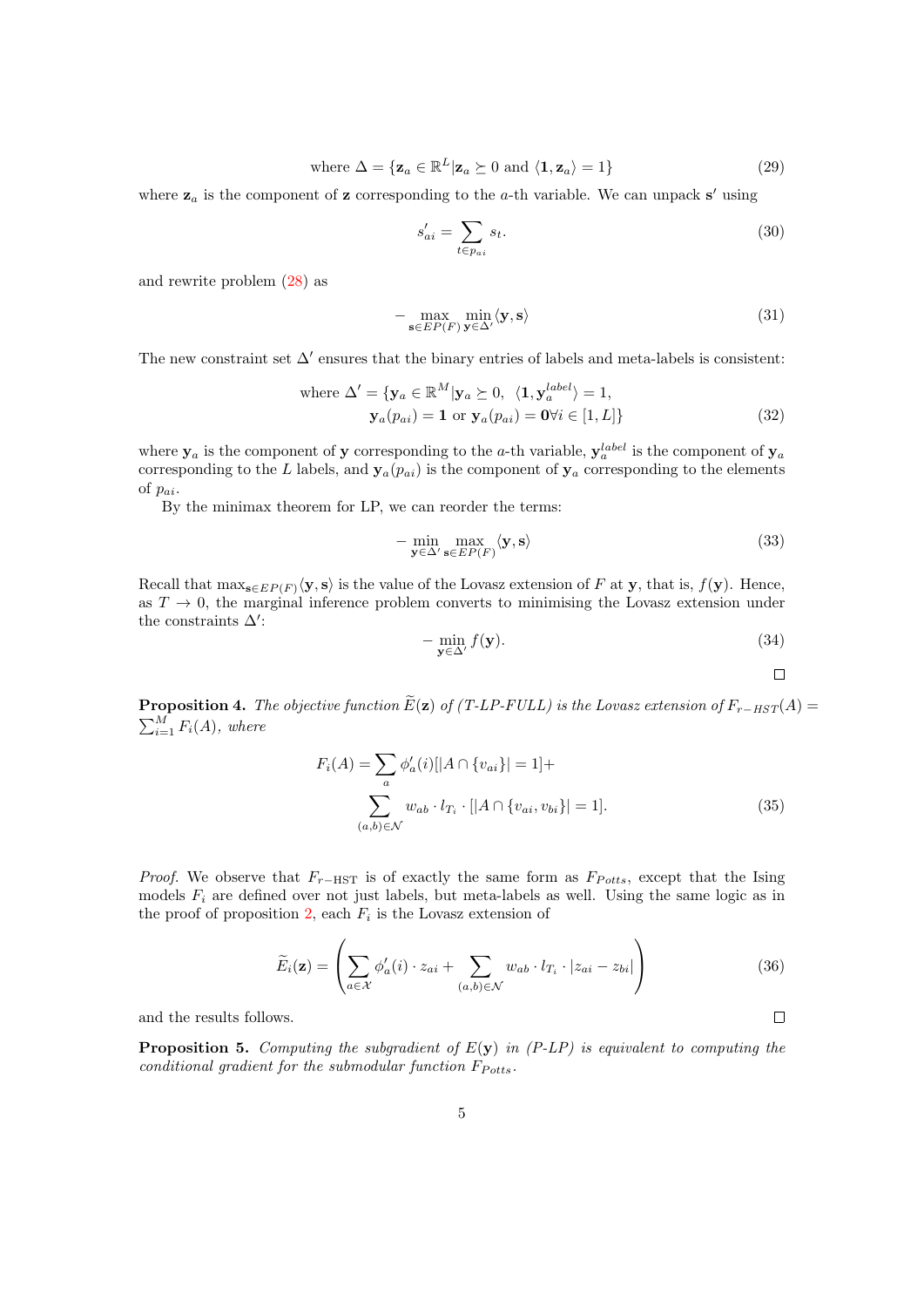$$\text{where } \Delta = \{\mathbf{z}_a \in \mathbb{R}^L | \mathbf{z}_a \succeq 0 \text{ and } \langle \mathbf{1}, \mathbf{z}_a \rangle = 1\} \tag{29}$$

where $\mathbf{z}_a$ is the component of $\mathbf{z}$ corresponding to the $a$-th variable. We can unpack $\mathbf{s}'$ using

$$s'_{ai} = \sum_{t \in p_{ai}} s_t. \tag{30}$$

and rewrite problem (28) as

$$-\max_{\mathbf{s} \in EP(F)} \min_{\mathbf{y} \in \Delta'} \langle \mathbf{y}, \mathbf{s} \rangle \tag{31}$$

The new constraint set $\Delta'$ ensures that the binary entries of labels and meta-labels is consistent:

$$\begin{aligned} \text{where } \Delta' = \{\mathbf{y}_a \in \mathbb{R}^M | \mathbf{y}_a \succeq 0, \ \langle \mathbf{1}, \mathbf{y}_a^{label} \rangle = 1, \\ \mathbf{y}_a(p_{ai}) = \mathbf{1} \text{ or } \mathbf{y}_a(p_{ai}) = \mathbf{0} \forall i \in [1, L]\} \end{aligned} \tag{32}$$

where $\mathbf{y}_a$ is the component of $\mathbf{y}$ corresponding to the $a$-th variable, $\mathbf{y}_a^{label}$ is the component of $\mathbf{y}_a$ corresponding to the $L$ labels, and $\mathbf{y}_a(p_{ai})$ is the component of $\mathbf{y}_a$ corresponding to the elements of $p_{ai}$.

By the minimax theorem for LP, we can reorder the terms:

$$-\min_{\mathbf{y} \in \Delta'} \max_{\mathbf{s} \in EP(F)} \langle \mathbf{y}, \mathbf{s} \rangle \tag{33}$$

Recall that $\max_{\mathbf{s} \in EP(F)} \langle \mathbf{y}, \mathbf{s} \rangle$ is the value of the Lovasz extension of $F$ at $\mathbf{y}$, that is, $f(\mathbf{y})$. Hence, as $T \to 0$, the marginal inference problem converts to minimising the Lovasz extension under the constraints $\Delta'$:

$$-\min_{\mathbf{y} \in \Delta'} f(\mathbf{y}). \tag{34}$$

□

**Proposition 4.** *The objective function $\widetilde{E}(\mathbf{z})$ of (T-LP-FULL) is the Lovasz extension of $F_{r-HST}(A) = \sum_{i=1}^{M} F_i(A)$, where*

$$\begin{aligned} F_i(A) = \sum_a \phi'_a(i)[|A \cap \{v_{ai}\}| = 1] + \\ \sum_{(a,b) \in \mathcal{N}} w_{ab} \cdot l_{T_i} \cdot [|A \cap \{v_{ai}, v_{bi}\}| = 1]. \end{aligned} \tag{35}$$

*Proof.* We observe that $F_{r-\text{HST}}$ is of exactly the same form as $F_{Potts}$, except that the Ising models $F_i$ are defined over not just labels, but meta-labels as well. Using the same logic as in the proof of proposition 2, each $F_i$ is the Lovasz extension of

$$\widetilde{E}_i(\mathbf{z}) = \left( \sum_{a \in \mathcal{X}} \phi'_a(i) \cdot z_{ai} + \sum_{(a,b) \in \mathcal{N}} w_{ab} \cdot l_{T_i} \cdot |z_{ai} - z_{bi}| \right) \tag{36}$$

and the results follows. □

**Proposition 5.** *Computing the subgradient of $E(\mathbf{y})$ in (P-LP) is equivalent to computing the conditional gradient for the submodular function $F_{Potts}$.*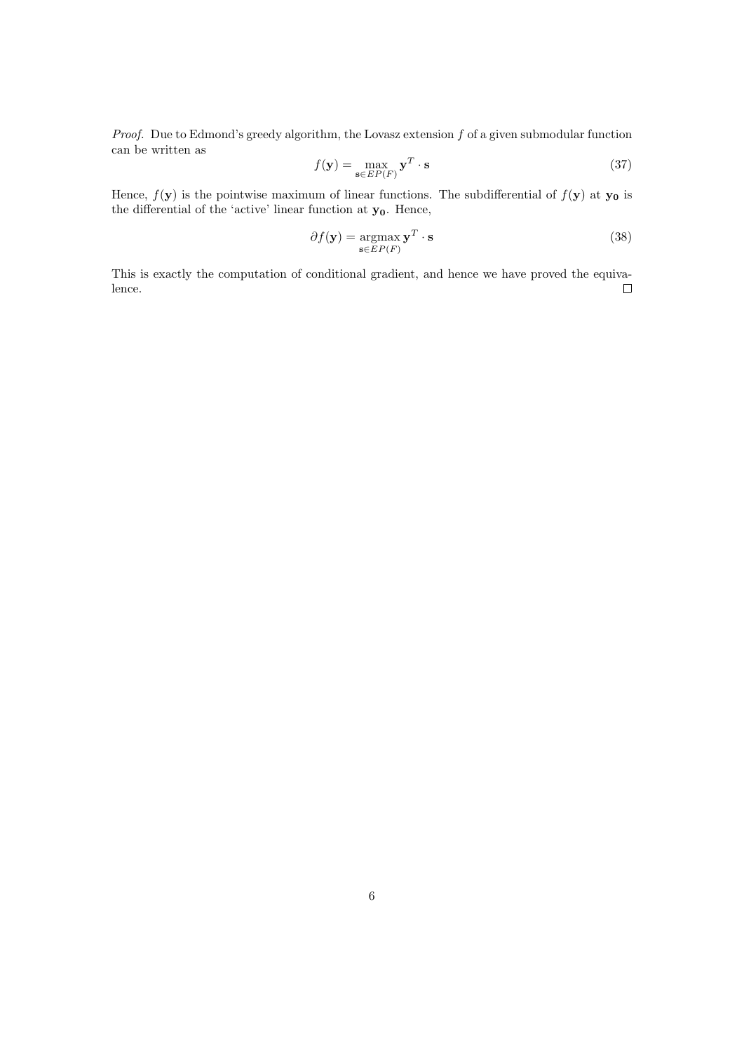*Proof.* Due to Edmond's greedy algorithm, the Lovasz extension $f$ of a given submodular function can be written as

$$f(\mathbf{y}) = \max_{\mathbf{s} \in EP(F)} \mathbf{y}^T \cdot \mathbf{s} \tag{37}$$

Hence, $f(\mathbf{y})$ is the pointwise maximum of linear functions. The subdifferential of $f(\mathbf{y})$ at $\mathbf{y_0}$ is the differential of the 'active' linear function at $\mathbf{y_0}$. Hence,

$$\partial f(\mathbf{y}) = \operatorname*{argmax}_{\mathbf{s} \in EP(F)} \mathbf{y}^T \cdot \mathbf{s} \tag{38}$$

This is exactly the computation of conditional gradient, and hence we have proved the equivalence. □